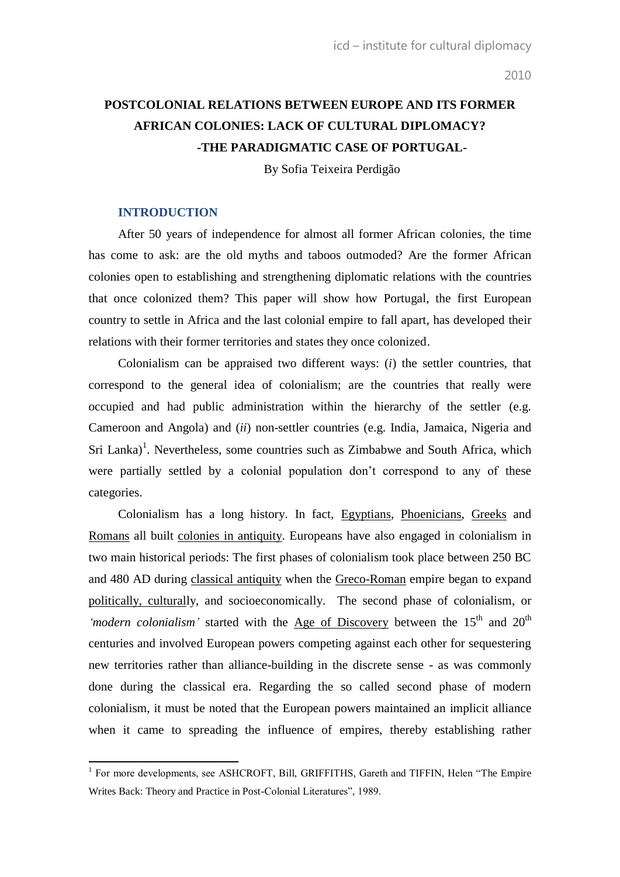# POSTCOLONIAL RELATIONS BETWEEN EUROPE AND ITS FORMER AFRICAN COLONIES: LACK OF CULTURAL DIPLOMACY?

## -THE PARADIGMATIC CASE OF PORTUGAL-

By Sofia Teixeira Perdigão

## INTRODUCTION

After 50 years of independence for almost all former African colonies, the time has come to ask: are the old myths and taboos outmoded? Are the former African colonies open to establishing and strengthening diplomatic relations with the countries that once colonized them? This paper will show how Portugal, the first European country to settle in Africa and the last colonial empire to fall apart, has developed their relations with their former territories and states they once colonized.

Colonialism can be appraised two different ways: (*i*) the settler countries, that correspond to the general idea of colonialism; are the countries that really were occupied and had public administration within the hierarchy of the settler (e.g. Cameroon and Angola) and (*ii*) non-settler countries (e.g. India, Jamaica, Nigeria and Sri Lanka)[1]. Nevertheless, some countries such as Zimbabwe and South Africa, which were partially settled by a colonial population don't correspond to any of these categories.

Colonialism has a long history. In fact, Egyptians, Phoenicians, Greeks and Romans all built colonies in antiquity. Europeans have also engaged in colonialism in two main historical periods: The first phases of colonialism took place between 250 BC and 480 AD during classical antiquity when the Greco-Roman empire began to expand politically, culturally, and socioeconomically. The second phase of colonialism, or *'modern colonialism'* started with the Age of Discovery between the 15th and 20th centuries and involved European powers competing against each other for sequestering new territories rather than alliance-building in the discrete sense - as was commonly done during the classical era. Regarding the so called second phase of modern colonialism, it must be noted that the European powers maintained an implicit alliance when it came to spreading the influence of empires, thereby establishing rather

---

[1] For more developments, see ASHCROFT, Bill, GRIFFITHS, Gareth and TIFFIN, Helen "The Empire Writes Back: Theory and Practice in Post-Colonial Literatures", 1989.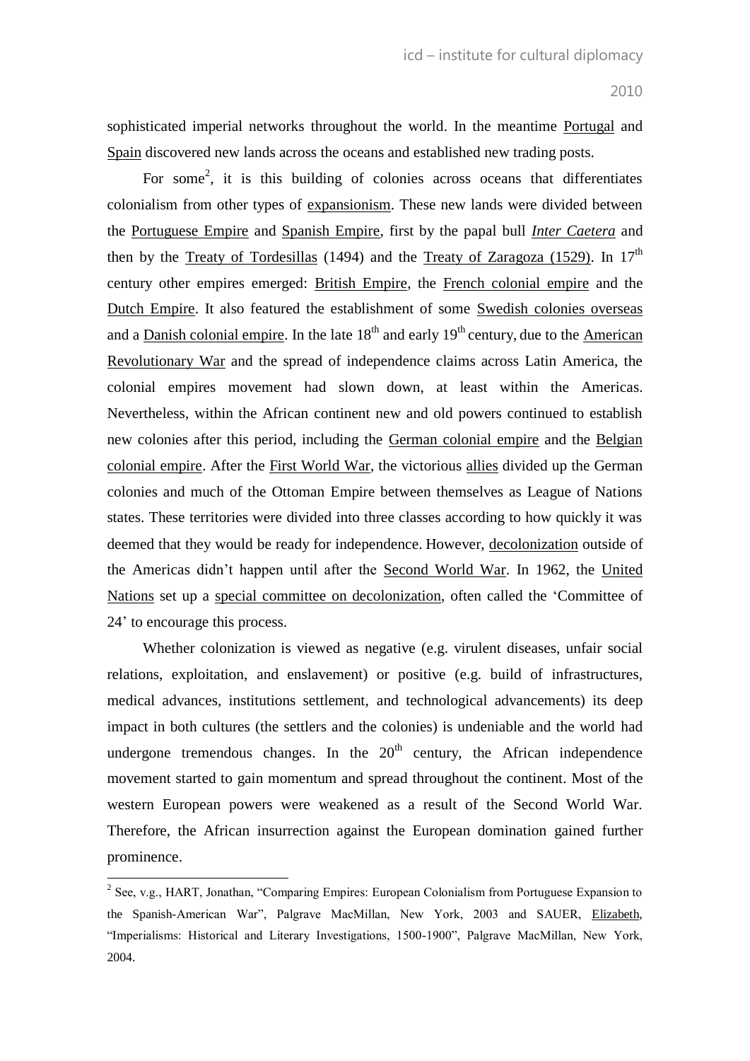sophisticated imperial networks throughout the world. In the meantime Portugal and Spain discovered new lands across the oceans and established new trading posts.

For some[2], it is this building of colonies across oceans that differentiates colonialism from other types of expansionism. These new lands were divided between the Portuguese Empire and Spanish Empire, first by the papal bull *Inter Caetera* and then by the Treaty of Tordesillas (1494) and the Treaty of Zaragoza (1529). In 17th century other empires emerged: British Empire, the French colonial empire and the Dutch Empire. It also featured the establishment of some Swedish colonies overseas and a Danish colonial empire. In the late 18th and early 19th century, due to the American Revolutionary War and the spread of independence claims across Latin America, the colonial empires movement had slown down, at least within the Americas. Nevertheless, within the African continent new and old powers continued to establish new colonies after this period, including the German colonial empire and the Belgian colonial empire. After the First World War, the victorious allies divided up the German colonies and much of the Ottoman Empire between themselves as League of Nations states. These territories were divided into three classes according to how quickly it was deemed that they would be ready for independence. However, decolonization outside of the Americas didn't happen until after the Second World War. In 1962, the United Nations set up a special committee on decolonization, often called the 'Committee of 24' to encourage this process.

Whether colonization is viewed as negative (e.g. virulent diseases, unfair social relations, exploitation, and enslavement) or positive (e.g. build of infrastructures, medical advances, institutions settlement, and technological advancements) its deep impact in both cultures (the settlers and the colonies) is undeniable and the world had undergone tremendous changes. In the 20th century, the African independence movement started to gain momentum and spread throughout the continent. Most of the western European powers were weakened as a result of the Second World War. Therefore, the African insurrection against the European domination gained further prominence.

---

[2] See, v.g., HART, Jonathan, "Comparing Empires: European Colonialism from Portuguese Expansion to the Spanish-American War", Palgrave MacMillan, New York, 2003 and SAUER, Elizabeth, "Imperialisms: Historical and Literary Investigations, 1500-1900", Palgrave MacMillan, New York, 2004.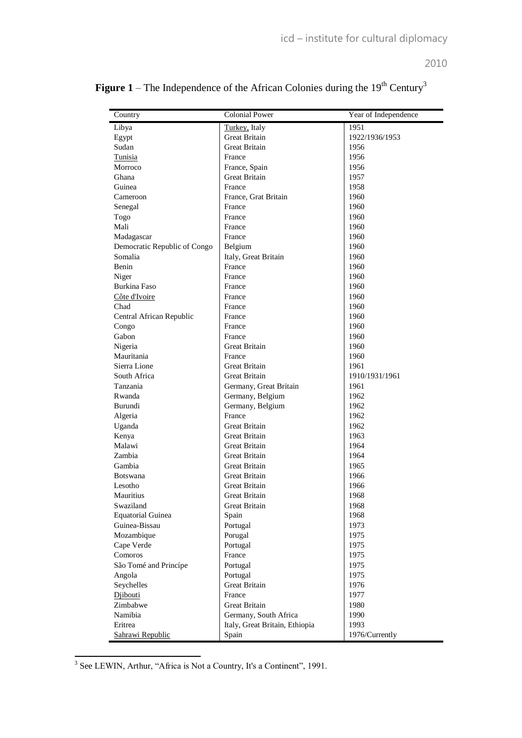**Figure 1** – The Independence of the African Colonies during the 19th Century[3]

| Country | Colonial Power | Year of Independence |
|---|---|---|
| Libya | Turkey, Italy | 1951 |
| Egypt | Great Britain | 1922/1936/1953 |
| Sudan | Great Britain | 1956 |
| Tunisia | France | 1956 |
| Morroco | France, Spain | 1956 |
| Ghana | Great Britain | 1957 |
| Guinea | France | 1958 |
| Cameroon | France, Grat Britain | 1960 |
| Senegal | France | 1960 |
| Togo | France | 1960 |
| Mali | France | 1960 |
| Madagascar | France | 1960 |
| Democratic Republic of Congo | Belgium | 1960 |
| Somalia | Italy, Great Britain | 1960 |
| Benin | France | 1960 |
| Niger | France | 1960 |
| Burkina Faso | France | 1960 |
| Côte d'Ivoire | France | 1960 |
| Chad | France | 1960 |
| Central African Republic | France | 1960 |
| Congo | France | 1960 |
| Gabon | France | 1960 |
| Nigeria | Great Britain | 1960 |
| Mauritania | France | 1960 |
| Sierra Lione | Great Britain | 1961 |
| South Africa | Great Britain | 1910/1931/1961 |
| Tanzania | Germany, Great Britain | 1961 |
| Rwanda | Germany, Belgium | 1962 |
| Burundi | Germany, Belgium | 1962 |
| Algeria | France | 1962 |
| Uganda | Great Britain | 1962 |
| Kenya | Great Britain | 1963 |
| Malawi | Great Britain | 1964 |
| Zambia | Great Britain | 1964 |
| Gambia | Great Britain | 1965 |
| Botswana | Great Britain | 1966 |
| Lesotho | Great Britain | 1966 |
| Mauritius | Great Britain | 1968 |
| Swaziland | Great Britain | 1968 |
| Equatorial Guinea | Spain | 1968 |
| Guinea-Bissau | Portugal | 1973 |
| Mozambique | Porugal | 1975 |
| Cape Verde | Portugal | 1975 |
| Comoros | France | 1975 |
| São Tomé and Princípe | Portugal | 1975 |
| Angola | Portugal | 1975 |
| Seychelles | Great Britain | 1976 |
| Djibouti | France | 1977 |
| Zimbabwe | Great Britain | 1980 |
| Namibia | Germany, South Africa | 1990 |
| Eritrea | Italy, Great Britain, Ethiopia | 1993 |
| Sahrawi Republic | Spain | 1976/Currently |

[3] See LEWIN, Arthur, "Africa is Not a Country, It's a Continent", 1991.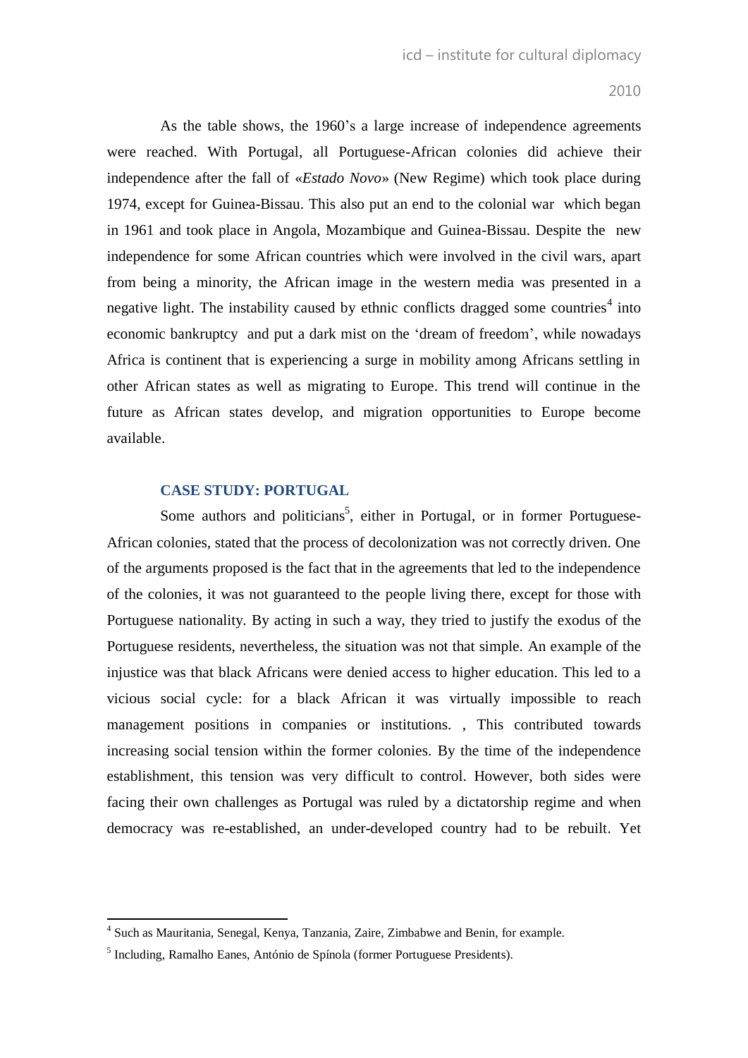As the table shows, the 1960's a large increase of independence agreements were reached. With Portugal, all Portuguese-African colonies did achieve their independence after the fall of «*Estado Novo*» (New Regime) which took place during 1974, except for Guinea-Bissau. This also put an end to the colonial war which began in 1961 and took place in Angola, Mozambique and Guinea-Bissau. Despite the new independence for some African countries which were involved in the civil wars, apart from being a minority, the African image in the western media was presented in a negative light. The instability caused by ethnic conflicts dragged some countries[4] into economic bankruptcy and put a dark mist on the 'dream of freedom', while nowadays Africa is continent that is experiencing a surge in mobility among Africans settling in other African states as well as migrating to Europe. This trend will continue in the future as African states develop, and migration opportunities to Europe become available.

## CASE STUDY: PORTUGAL

Some authors and politicians[5], either in Portugal, or in former Portuguese-African colonies, stated that the process of decolonization was not correctly driven. One of the arguments proposed is the fact that in the agreements that led to the independence of the colonies, it was not guaranteed to the people living there, except for those with Portuguese nationality. By acting in such a way, they tried to justify the exodus of the Portuguese residents, nevertheless, the situation was not that simple. An example of the injustice was that black Africans were denied access to higher education. This led to a vicious social cycle: for a black African it was virtually impossible to reach management positions in companies or institutions. , This contributed towards increasing social tension within the former colonies. By the time of the independence establishment, this tension was very difficult to control. However, both sides were facing their own challenges as Portugal was ruled by a dictatorship regime and when democracy was re-established, an under-developed country had to be rebuilt. Yet

---

[4] Such as Mauritania, Senegal, Kenya, Tanzania, Zaire, Zimbabwe and Benin, for example.

[5] Including, Ramalho Eanes, António de Spínola (former Portuguese Presidents).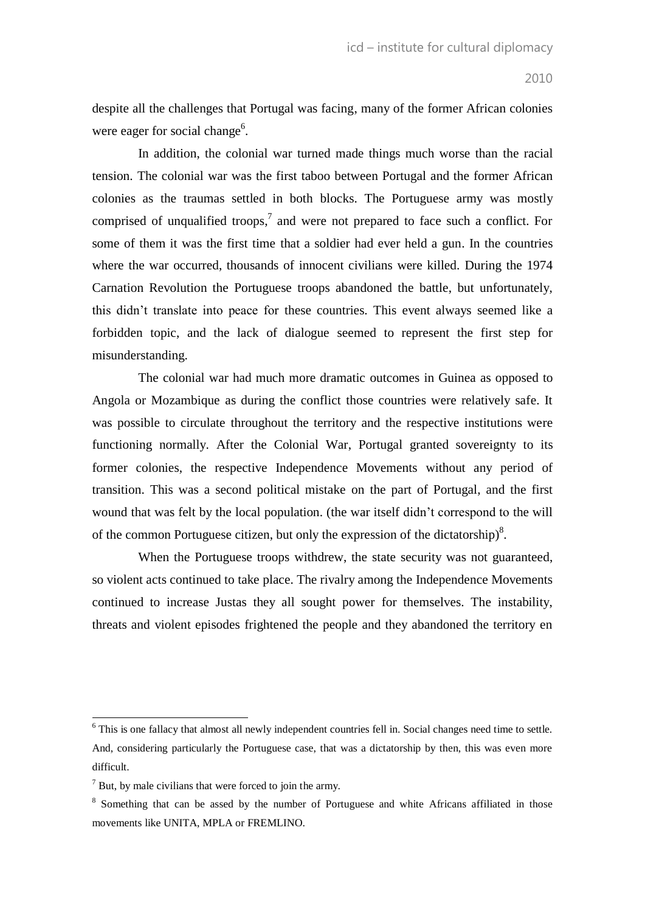despite all the challenges that Portugal was facing, many of the former African colonies were eager for social change[6].

In addition, the colonial war turned made things much worse than the racial tension. The colonial war was the first taboo between Portugal and the former African colonies as the traumas settled in both blocks. The Portuguese army was mostly comprised of unqualified troops,[7] and were not prepared to face such a conflict. For some of them it was the first time that a soldier had ever held a gun. In the countries where the war occurred, thousands of innocent civilians were killed. During the 1974 Carnation Revolution the Portuguese troops abandoned the battle, but unfortunately, this didn't translate into peace for these countries. This event always seemed like a forbidden topic, and the lack of dialogue seemed to represent the first step for misunderstanding.

The colonial war had much more dramatic outcomes in Guinea as opposed to Angola or Mozambique as during the conflict those countries were relatively safe. It was possible to circulate throughout the territory and the respective institutions were functioning normally. After the Colonial War, Portugal granted sovereignty to its former colonies, the respective Independence Movements without any period of transition. This was a second political mistake on the part of Portugal, and the first wound that was felt by the local population. (the war itself didn't correspond to the will of the common Portuguese citizen, but only the expression of the dictatorship)[8].

When the Portuguese troops withdrew, the state security was not guaranteed, so violent acts continued to take place. The rivalry among the Independence Movements continued to increase Justas they all sought power for themselves. The instability, threats and violent episodes frightened the people and they abandoned the territory en

---

[6] This is one fallacy that almost all newly independent countries fell in. Social changes need time to settle. And, considering particularly the Portuguese case, that was a dictatorship by then, this was even more difficult.

[7] But, by male civilians that were forced to join the army.

[8] Something that can be assed by the number of Portuguese and white Africans affiliated in those movements like UNITA, MPLA or FREMLINO.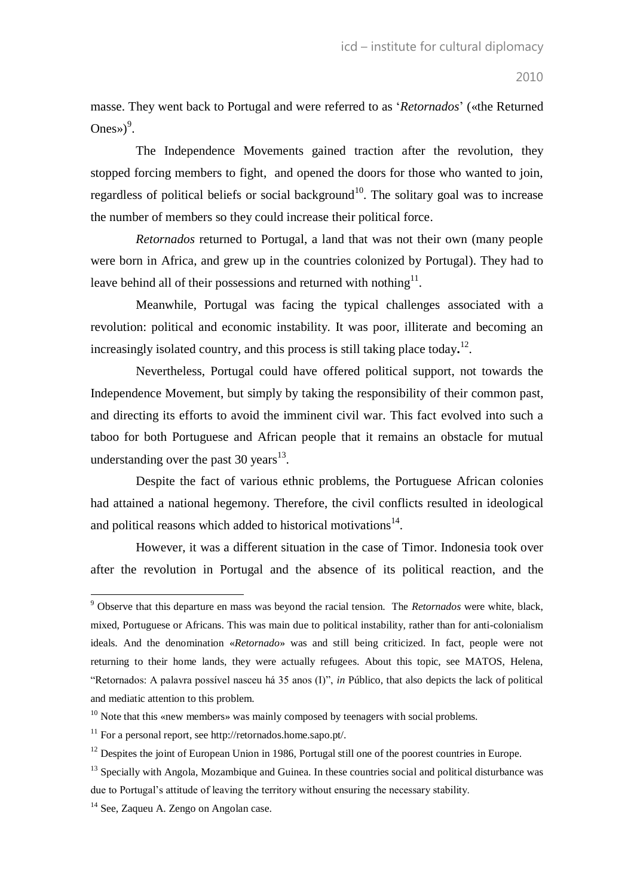masse. They went back to Portugal and were referred to as '*Retornados*' («the Returned Ones»)[9].

The Independence Movements gained traction after the revolution, they stopped forcing members to fight, and opened the doors for those who wanted to join, regardless of political beliefs or social background[10]. The solitary goal was to increase the number of members so they could increase their political force.

*Retornados* returned to Portugal, a land that was not their own (many people were born in Africa, and grew up in the countries colonized by Portugal). They had to leave behind all of their possessions and returned with nothing[11].

Meanwhile, Portugal was facing the typical challenges associated with a revolution: political and economic instability. It was poor, illiterate and becoming an increasingly isolated country, and this process is still taking place today**.**[12].

Nevertheless, Portugal could have offered political support, not towards the Independence Movement, but simply by taking the responsibility of their common past, and directing its efforts to avoid the imminent civil war. This fact evolved into such a taboo for both Portuguese and African people that it remains an obstacle for mutual understanding over the past 30 years[13].

Despite the fact of various ethnic problems, the Portuguese African colonies had attained a national hegemony. Therefore, the civil conflicts resulted in ideological and political reasons which added to historical motivations[14].

However, it was a different situation in the case of Timor. Indonesia took over after the revolution in Portugal and the absence of its political reaction, and the

---

[9] Observe that this departure en mass was beyond the racial tension. The *Retornados* were white, black, mixed, Portuguese or Africans. This was main due to political instability, rather than for anti-colonialism ideals. And the denomination «*Retornado*» was and still being criticized. In fact, people were not returning to their home lands, they were actually refugees. About this topic, see MATOS, Helena, "Retornados: A palavra possível nasceu há 35 anos (I)", *in* Público, that also depicts the lack of political and mediatic attention to this problem.

[10] Note that this «new members» was mainly composed by teenagers with social problems.

[11] For a personal report, see http://retornados.home.sapo.pt/.

[12] Despites the joint of European Union in 1986, Portugal still one of the poorest countries in Europe.

[13] Specially with Angola, Mozambique and Guinea. In these countries social and political disturbance was due to Portugal's attitude of leaving the territory without ensuring the necessary stability.

[14] See, Zaqueu A. Zengo on Angolan case.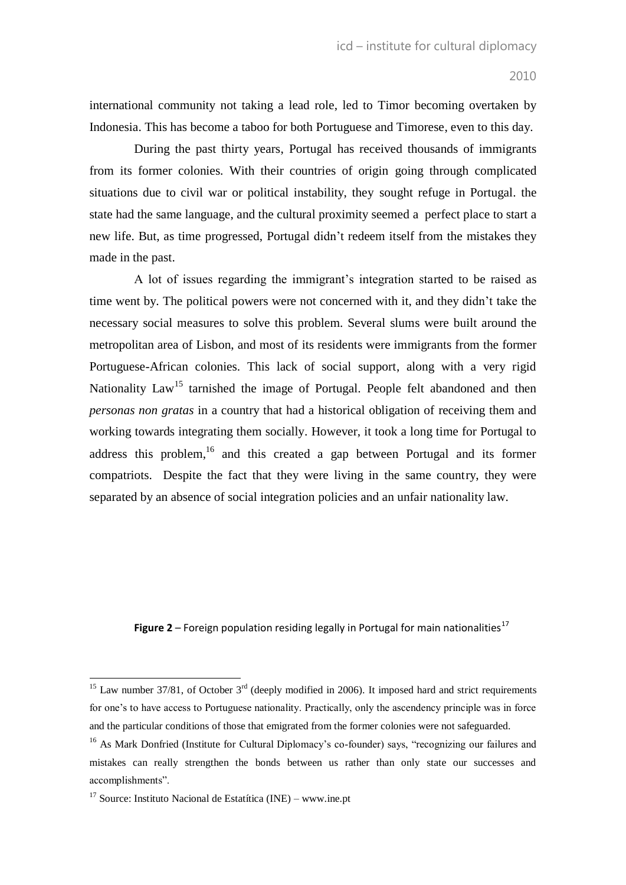international community not taking a lead role, led to Timor becoming overtaken by Indonesia. This has become a taboo for both Portuguese and Timorese, even to this day.

During the past thirty years, Portugal has received thousands of immigrants from its former colonies. With their countries of origin going through complicated situations due to civil war or political instability, they sought refuge in Portugal. the state had the same language, and the cultural proximity seemed a perfect place to start a new life. But, as time progressed, Portugal didn't redeem itself from the mistakes they made in the past.

A lot of issues regarding the immigrant's integration started to be raised as time went by. The political powers were not concerned with it, and they didn't take the necessary social measures to solve this problem. Several slums were built around the metropolitan area of Lisbon, and most of its residents were immigrants from the former Portuguese-African colonies. This lack of social support, along with a very rigid Nationality Law[15] tarnished the image of Portugal. People felt abandoned and then *personas non gratas* in a country that had a historical obligation of receiving them and working towards integrating them socially. However, it took a long time for Portugal to address this problem,[16] and this created a gap between Portugal and its former compatriots. Despite the fact that they were living in the same country, they were separated by an absence of social integration policies and an unfair nationality law.

**Figure 2** – Foreign population residing legally in Portugal for main nationalities[17]

[15] Law number 37/81, of October 3rd (deeply modified in 2006). It imposed hard and strict requirements for one's to have access to Portuguese nationality. Practically, only the ascendency principle was in force and the particular conditions of those that emigrated from the former colonies were not safeguarded.

[16] As Mark Donfried (Institute for Cultural Diplomacy's co-founder) says, "recognizing our failures and mistakes can really strengthen the bonds between us rather than only state our successes and accomplishments".

[17] Source: Instituto Nacional de Estatítica (INE) – www.ine.pt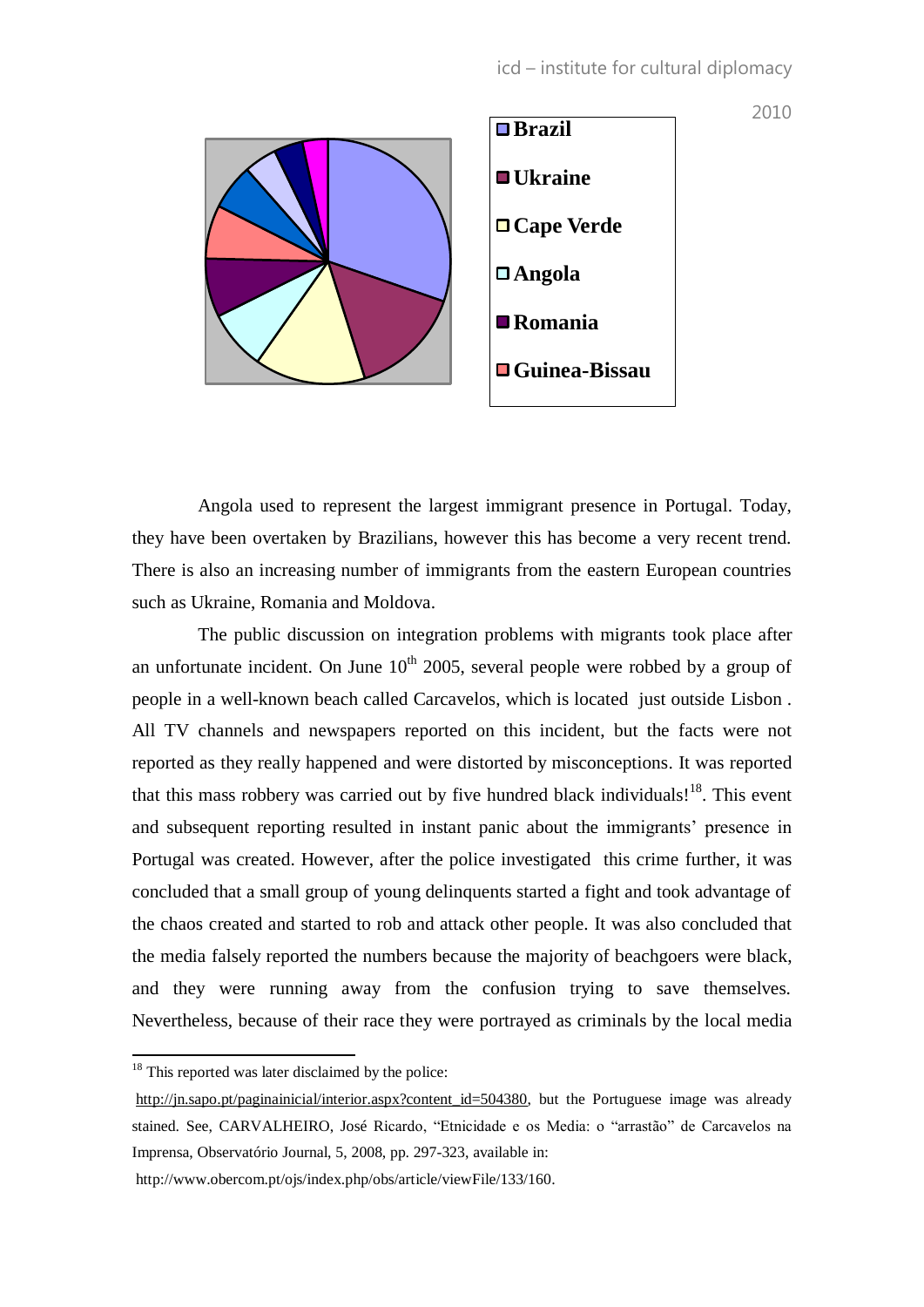Angola used to represent the largest immigrant presence in Portugal. Today, they have been overtaken by Brazilians, however this has become a very recent trend. There is also an increasing number of immigrants from the eastern European countries such as Ukraine, Romania and Moldova.

The public discussion on integration problems with migrants took place after an unfortunate incident. On June 10th 2005, several people were robbed by a group of people in a well-known beach called Carcavelos, which is located just outside Lisbon . All TV channels and newspapers reported on this incident, but the facts were not reported as they really happened and were distorted by misconceptions. It was reported that this mass robbery was carried out by five hundred black individuals![18]. This event and subsequent reporting resulted in instant panic about the immigrants' presence in Portugal was created. However, after the police investigated this crime further, it was concluded that a small group of young delinquents started a fight and took advantage of the chaos created and started to rob and attack other people. It was also concluded that the media falsely reported the numbers because the majority of beachgoers were black, and they were running away from the confusion trying to save themselves. Nevertheless, because of their race they were portrayed as criminals by the local media

[18] This reported was later disclaimed by the police: http://jn.sapo.pt/paginainicial/interior.aspx?content_id=504380, but the Portuguese image was already stained. See, CARVALHEIRO, José Ricardo, "Etnicidade e os Media: o "arrastão" de Carcavelos na Imprensa, Observatório Journal, 5, 2008, pp. 297-323, available in: http://www.obercom.pt/ojs/index.php/obs/article/viewFile/133/160.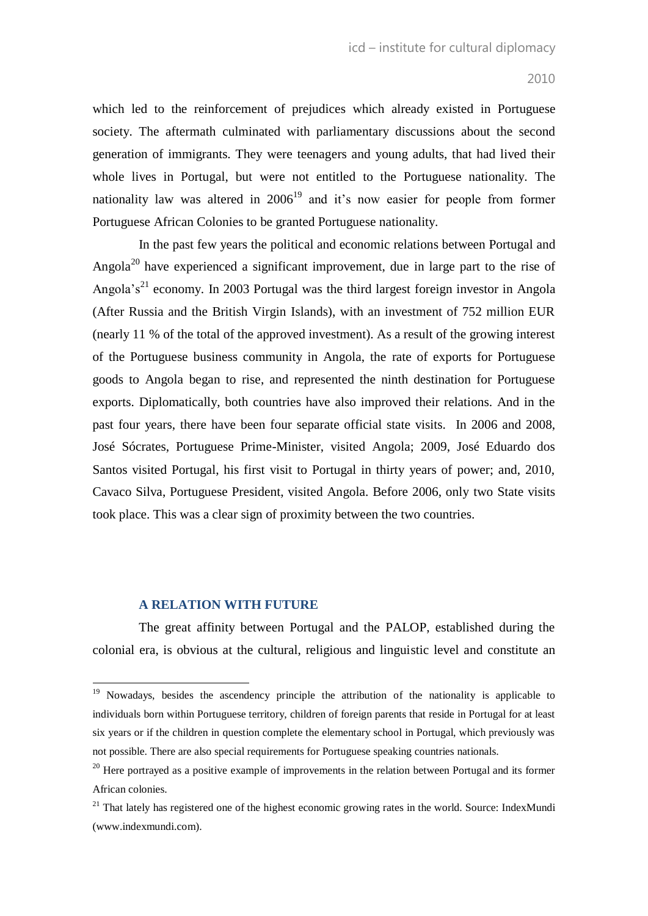which led to the reinforcement of prejudices which already existed in Portuguese society. The aftermath culminated with parliamentary discussions about the second generation of immigrants. They were teenagers and young adults, that had lived their whole lives in Portugal, but were not entitled to the Portuguese nationality. The nationality law was altered in 2006[19] and it's now easier for people from former Portuguese African Colonies to be granted Portuguese nationality.

In the past few years the political and economic relations between Portugal and Angola[20] have experienced a significant improvement, due in large part to the rise of Angola's[21] economy. In 2003 Portugal was the third largest foreign investor in Angola (After Russia and the British Virgin Islands), with an investment of 752 million EUR (nearly 11 % of the total of the approved investment). As a result of the growing interest of the Portuguese business community in Angola, the rate of exports for Portuguese goods to Angola began to rise, and represented the ninth destination for Portuguese exports. Diplomatically, both countries have also improved their relations. And in the past four years, there have been four separate official state visits. In 2006 and 2008, José Sócrates, Portuguese Prime-Minister, visited Angola; 2009, José Eduardo dos Santos visited Portugal, his first visit to Portugal in thirty years of power; and, 2010, Cavaco Silva, Portuguese President, visited Angola. Before 2006, only two State visits took place. This was a clear sign of proximity between the two countries.

## A RELATION WITH FUTURE

The great affinity between Portugal and the PALOP, established during the colonial era, is obvious at the cultural, religious and linguistic level and constitute an

---

[19] Nowadays, besides the ascendency principle the attribution of the nationality is applicable to individuals born within Portuguese territory, children of foreign parents that reside in Portugal for at least six years or if the children in question complete the elementary school in Portugal, which previously was not possible. There are also special requirements for Portuguese speaking countries nationals.

[20] Here portrayed as a positive example of improvements in the relation between Portugal and its former African colonies.

[21] That lately has registered one of the highest economic growing rates in the world. Source: IndexMundi (www.indexmundi.com).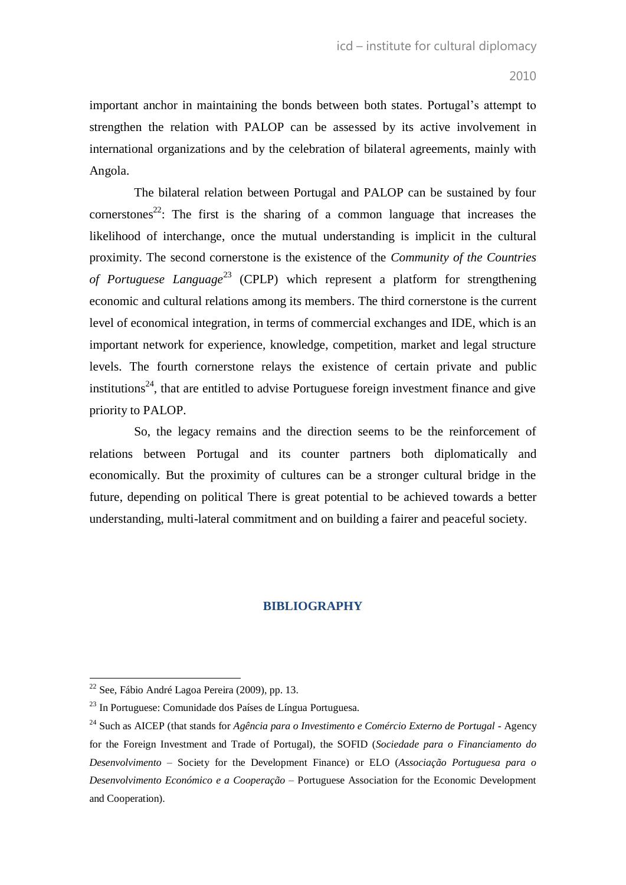important anchor in maintaining the bonds between both states. Portugal's attempt to strengthen the relation with PALOP can be assessed by its active involvement in international organizations and by the celebration of bilateral agreements, mainly with Angola.

The bilateral relation between Portugal and PALOP can be sustained by four cornerstones[22]: The first is the sharing of a common language that increases the likelihood of interchange, once the mutual understanding is implicit in the cultural proximity. The second cornerstone is the existence of the *Community of the Countries of Portuguese Language*[23] (CPLP) which represent a platform for strengthening economic and cultural relations among its members. The third cornerstone is the current level of economical integration, in terms of commercial exchanges and IDE, which is an important network for experience, knowledge, competition, market and legal structure levels. The fourth cornerstone relays the existence of certain private and public institutions[24], that are entitled to advise Portuguese foreign investment finance and give priority to PALOP.

So, the legacy remains and the direction seems to be the reinforcement of relations between Portugal and its counter partners both diplomatically and economically. But the proximity of cultures can be a stronger cultural bridge in the future, depending on political There is great potential to be achieved towards a better understanding, multi-lateral commitment and on building a fairer and peaceful society.

## BIBLIOGRAPHY

[22] See, Fábio André Lagoa Pereira (2009), pp. 13.

[23] In Portuguese: Comunidade dos Países de Língua Portuguesa.

[24] Such as AICEP (that stands for *Agência para o Investimento e Comércio Externo de Portugal* - Agency for the Foreign Investment and Trade of Portugal), the SOFID (*Sociedade para o Financiamento do Desenvolvimento* – Society for the Development Finance) or ELO (*Associação Portuguesa para o Desenvolvimento Económico e a Cooperação* – Portuguese Association for the Economic Development and Cooperation).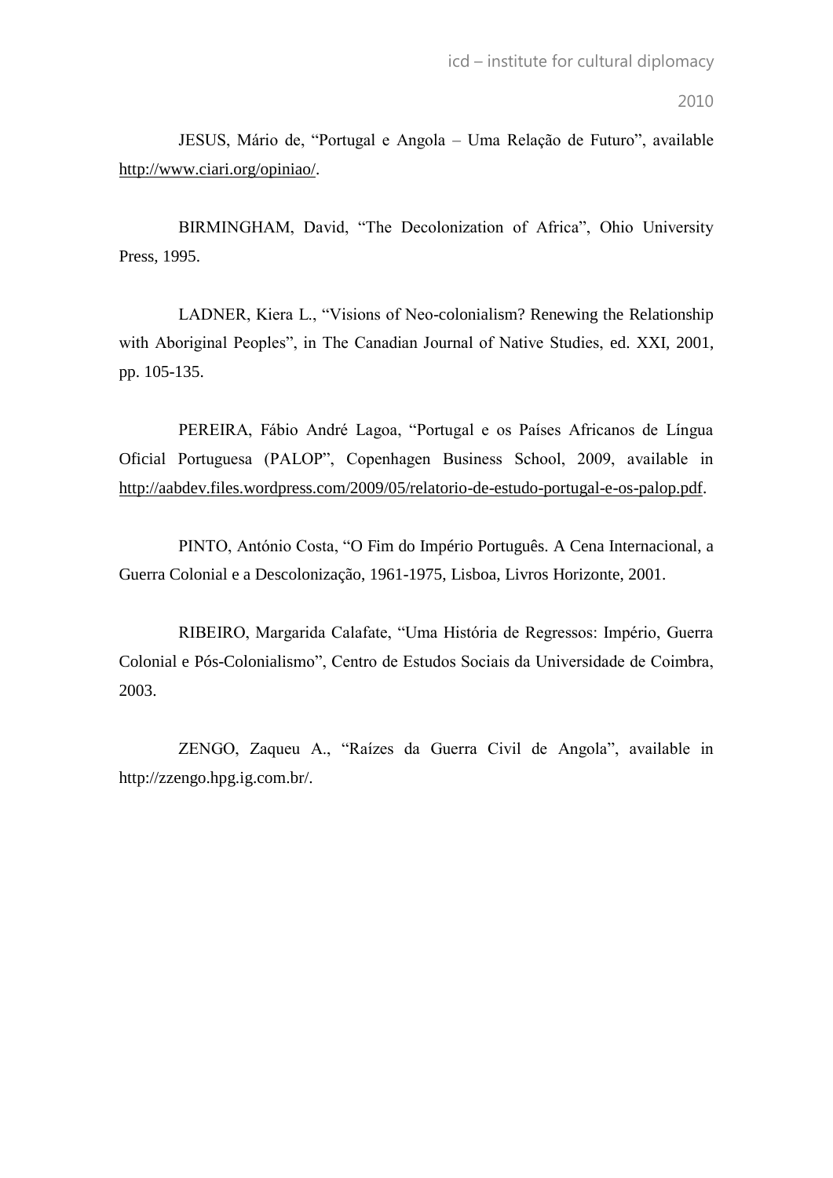JESUS, Mário de, "Portugal e Angola – Uma Relação de Futuro", available http://www.ciari.org/opiniao/.

BIRMINGHAM, David, "The Decolonization of Africa", Ohio University Press, 1995.

LADNER, Kiera L., "Visions of Neo-colonialism? Renewing the Relationship with Aboriginal Peoples", in The Canadian Journal of Native Studies, ed. XXI, 2001, pp. 105-135.

PEREIRA, Fábio André Lagoa, "Portugal e os Países Africanos de Língua Oficial Portuguesa (PALOP)", Copenhagen Business School, 2009, available in http://aabdev.files.wordpress.com/2009/05/relatorio-de-estudo-portugal-e-os-palop.pdf.

PINTO, António Costa, "O Fim do Império Português. A Cena Internacional, a Guerra Colonial e a Descolonização, 1961-1975, Lisboa, Livros Horizonte, 2001.

RIBEIRO, Margarida Calafate, "Uma História de Regressos: Império, Guerra Colonial e Pós-Colonialismo", Centro de Estudos Sociais da Universidade de Coimbra, 2003.

ZENGO, Zaqueu A., "Raízes da Guerra Civil de Angola", available in http://zzengo.hpg.ig.com.br/.